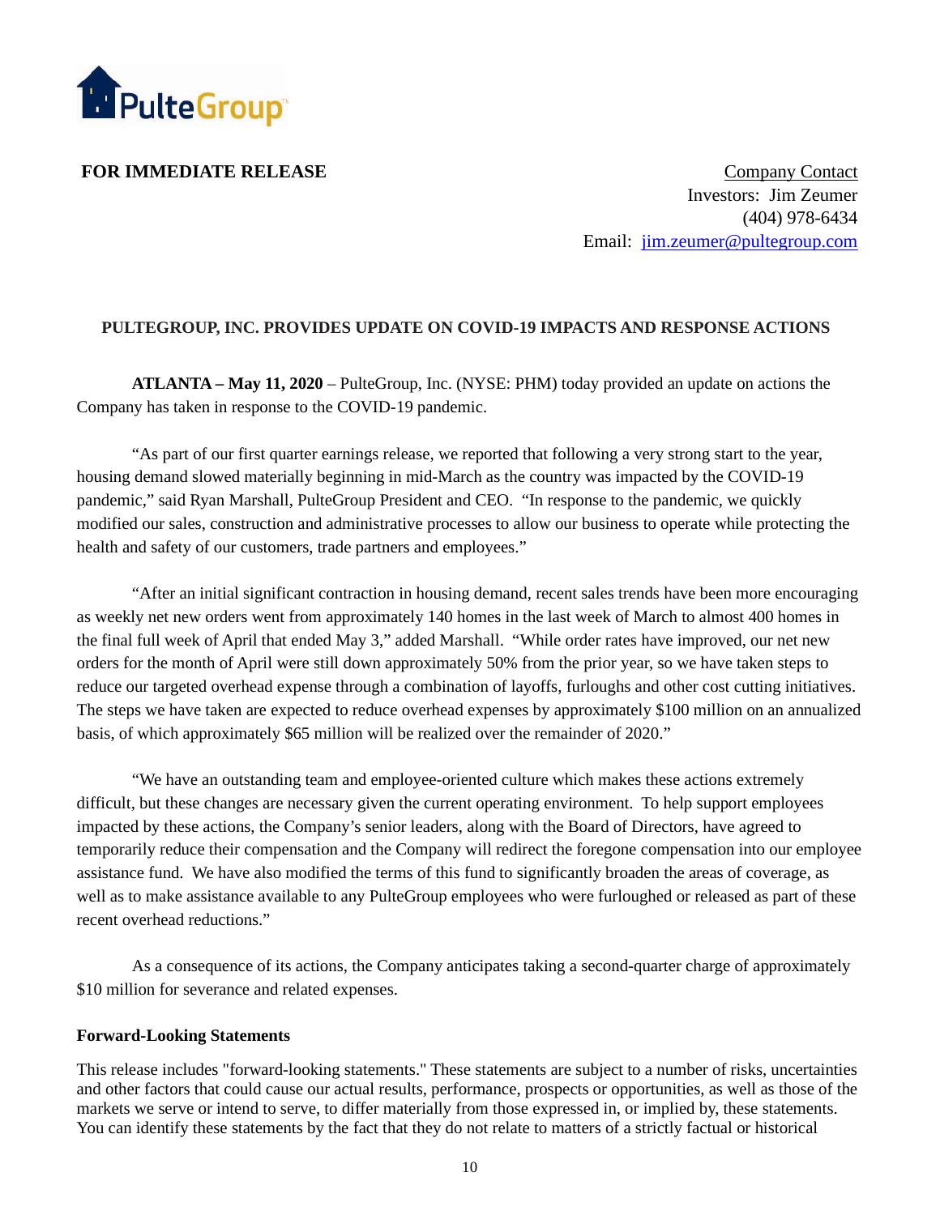**FOR IMMEDIATE RELEASE**

Company Contact
Investors: Jim Zeumer
(404) 978-6434
Email: jim.zeumer@pultegroup.com

## PULTEGROUP, INC. PROVIDES UPDATE ON COVID-19 IMPACTS AND RESPONSE ACTIONS

**ATLANTA – May 11, 2020** – PulteGroup, Inc. (NYSE: PHM) today provided an update on actions the Company has taken in response to the COVID-19 pandemic.

"As part of our first quarter earnings release, we reported that following a very strong start to the year, housing demand slowed materially beginning in mid-March as the country was impacted by the COVID-19 pandemic," said Ryan Marshall, PulteGroup President and CEO. "In response to the pandemic, we quickly modified our sales, construction and administrative processes to allow our business to operate while protecting the health and safety of our customers, trade partners and employees."

"After an initial significant contraction in housing demand, recent sales trends have been more encouraging as weekly net new orders went from approximately 140 homes in the last week of March to almost 400 homes in the final full week of April that ended May 3," added Marshall. "While order rates have improved, our net new orders for the month of April were still down approximately 50% from the prior year, so we have taken steps to reduce our targeted overhead expense through a combination of layoffs, furloughs and other cost cutting initiatives. The steps we have taken are expected to reduce overhead expenses by approximately $100 million on an annualized basis, of which approximately $65 million will be realized over the remainder of 2020."

"We have an outstanding team and employee-oriented culture which makes these actions extremely difficult, but these changes are necessary given the current operating environment. To help support employees impacted by these actions, the Company's senior leaders, along with the Board of Directors, have agreed to temporarily reduce their compensation and the Company will redirect the foregone compensation into our employee assistance fund. We have also modified the terms of this fund to significantly broaden the areas of coverage, as well as to make assistance available to any PulteGroup employees who were furloughed or released as part of these recent overhead reductions."

As a consequence of its actions, the Company anticipates taking a second-quarter charge of approximately $10 million for severance and related expenses.

**Forward-Looking Statements**

This release includes "forward-looking statements." These statements are subject to a number of risks, uncertainties and other factors that could cause our actual results, performance, prospects or opportunities, as well as those of the markets we serve or intend to serve, to differ materially from those expressed in, or implied by, these statements. You can identify these statements by the fact that they do not relate to matters of a strictly factual or historical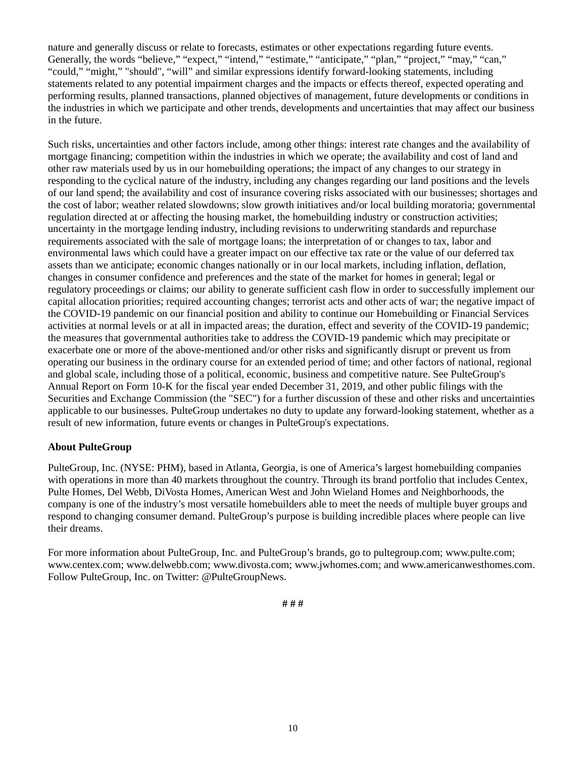nature and generally discuss or relate to forecasts, estimates or other expectations regarding future events. Generally, the words "believe," "expect," "intend," "estimate," "anticipate," "plan," "project," "may," "can," "could," "might," "should", "will" and similar expressions identify forward-looking statements, including statements related to any potential impairment charges and the impacts or effects thereof, expected operating and performing results, planned transactions, planned objectives of management, future developments or conditions in the industries in which we participate and other trends, developments and uncertainties that may affect our business in the future.

Such risks, uncertainties and other factors include, among other things: interest rate changes and the availability of mortgage financing; competition within the industries in which we operate; the availability and cost of land and other raw materials used by us in our homebuilding operations; the impact of any changes to our strategy in responding to the cyclical nature of the industry, including any changes regarding our land positions and the levels of our land spend; the availability and cost of insurance covering risks associated with our businesses; shortages and the cost of labor; weather related slowdowns; slow growth initiatives and/or local building moratoria; governmental regulation directed at or affecting the housing market, the homebuilding industry or construction activities; uncertainty in the mortgage lending industry, including revisions to underwriting standards and repurchase requirements associated with the sale of mortgage loans; the interpretation of or changes to tax, labor and environmental laws which could have a greater impact on our effective tax rate or the value of our deferred tax assets than we anticipate; economic changes nationally or in our local markets, including inflation, deflation, changes in consumer confidence and preferences and the state of the market for homes in general; legal or regulatory proceedings or claims; our ability to generate sufficient cash flow in order to successfully implement our capital allocation priorities; required accounting changes; terrorist acts and other acts of war; the negative impact of the COVID-19 pandemic on our financial position and ability to continue our Homebuilding or Financial Services activities at normal levels or at all in impacted areas; the duration, effect and severity of the COVID-19 pandemic; the measures that governmental authorities take to address the COVID-19 pandemic which may precipitate or exacerbate one or more of the above-mentioned and/or other risks and significantly disrupt or prevent us from operating our business in the ordinary course for an extended period of time; and other factors of national, regional and global scale, including those of a political, economic, business and competitive nature. See PulteGroup's Annual Report on Form 10-K for the fiscal year ended December 31, 2019, and other public filings with the Securities and Exchange Commission (the "SEC") for a further discussion of these and other risks and uncertainties applicable to our businesses. PulteGroup undertakes no duty to update any forward-looking statement, whether as a result of new information, future events or changes in PulteGroup's expectations.

**About PulteGroup**

PulteGroup, Inc. (NYSE: PHM), based in Atlanta, Georgia, is one of America's largest homebuilding companies with operations in more than 40 markets throughout the country. Through its brand portfolio that includes Centex, Pulte Homes, Del Webb, DiVosta Homes, American West and John Wieland Homes and Neighborhoods, the company is one of the industry's most versatile homebuilders able to meet the needs of multiple buyer groups and respond to changing consumer demand. PulteGroup's purpose is building incredible places where people can live their dreams.

For more information about PulteGroup, Inc. and PulteGroup's brands, go to pultegroup.com; www.pulte.com; www.centex.com; www.delwebb.com; www.divosta.com; www.jwhomes.com; and www.americanwesthomes.com. Follow PulteGroup, Inc. on Twitter: @PulteGroupNews.

# # #